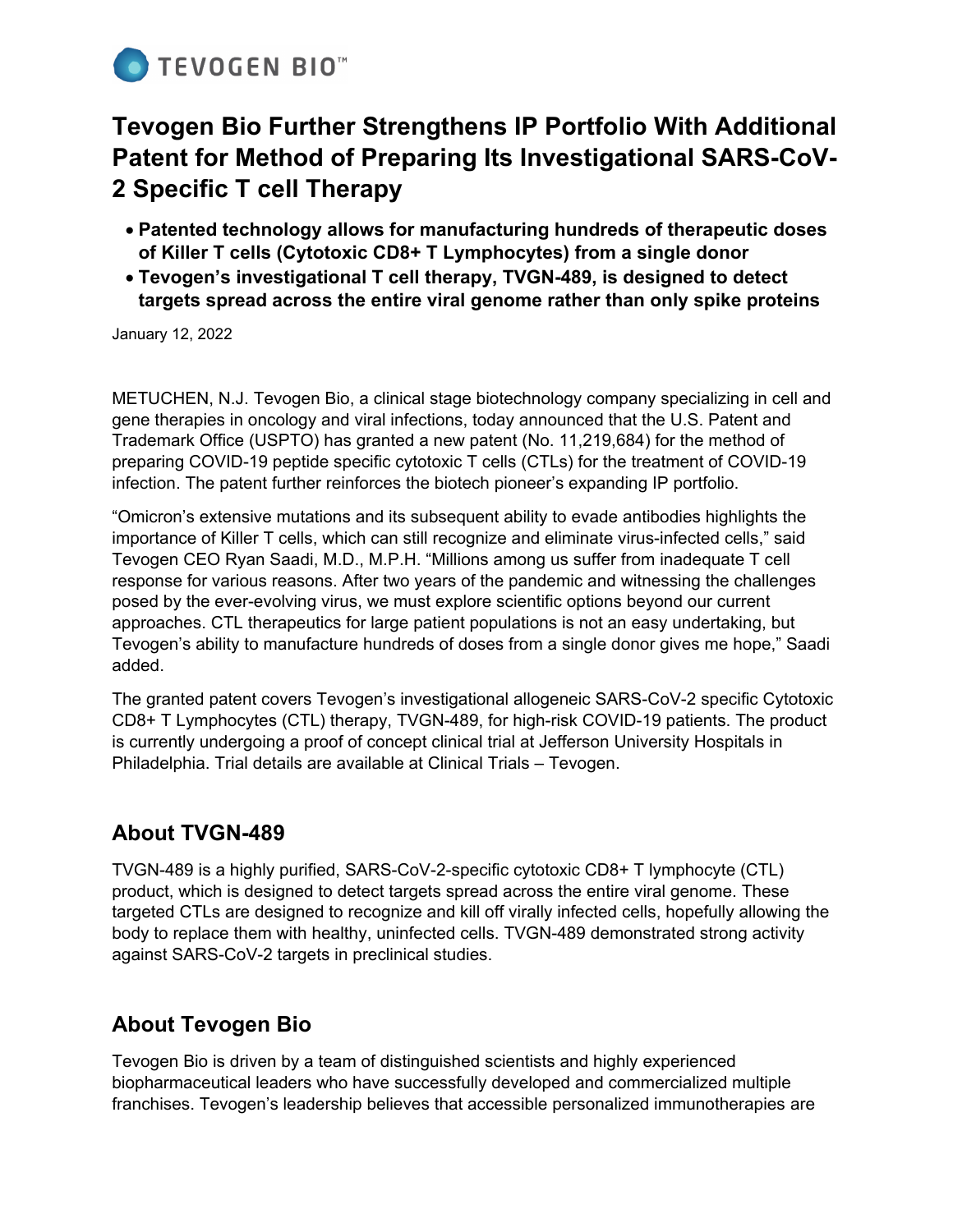# Tevogen Bio Further Strengthens IP Portfolio With Additional Patent for Method of Preparing Its Investigational SARS-CoV-2 Specific T cell Therapy

- **Patented technology allows for manufacturing hundreds of therapeutic doses of Killer T cells (Cytotoxic CD8+ T Lymphocytes) from a single donor**
- **Tevogen's investigational T cell therapy, TVGN-489, is designed to detect targets spread across the entire viral genome rather than only spike proteins**

January 12, 2022

METUCHEN, N.J. Tevogen Bio, a clinical stage biotechnology company specializing in cell and gene therapies in oncology and viral infections, today announced that the U.S. Patent and Trademark Office (USPTO) has granted a new patent (No. 11,219,684) for the method of preparing COVID-19 peptide specific cytotoxic T cells (CTLs) for the treatment of COVID-19 infection. The patent further reinforces the biotech pioneer's expanding IP portfolio.

"Omicron's extensive mutations and its subsequent ability to evade antibodies highlights the importance of Killer T cells, which can still recognize and eliminate virus-infected cells," said Tevogen CEO Ryan Saadi, M.D., M.P.H. "Millions among us suffer from inadequate T cell response for various reasons. After two years of the pandemic and witnessing the challenges posed by the ever-evolving virus, we must explore scientific options beyond our current approaches. CTL therapeutics for large patient populations is not an easy undertaking, but Tevogen's ability to manufacture hundreds of doses from a single donor gives me hope," Saadi added.

The granted patent covers Tevogen's investigational allogeneic SARS-CoV-2 specific Cytotoxic CD8+ T Lymphocytes (CTL) therapy, TVGN-489, for high-risk COVID-19 patients. The product is currently undergoing a proof of concept clinical trial at Jefferson University Hospitals in Philadelphia. Trial details are available at Clinical Trials – Tevogen.

## About TVGN-489

TVGN-489 is a highly purified, SARS-CoV-2-specific cytotoxic CD8+ T lymphocyte (CTL) product, which is designed to detect targets spread across the entire viral genome. These targeted CTLs are designed to recognize and kill off virally infected cells, hopefully allowing the body to replace them with healthy, uninfected cells. TVGN-489 demonstrated strong activity against SARS-CoV-2 targets in preclinical studies.

## About Tevogen Bio

Tevogen Bio is driven by a team of distinguished scientists and highly experienced biopharmaceutical leaders who have successfully developed and commercialized multiple franchises. Tevogen's leadership believes that accessible personalized immunotherapies are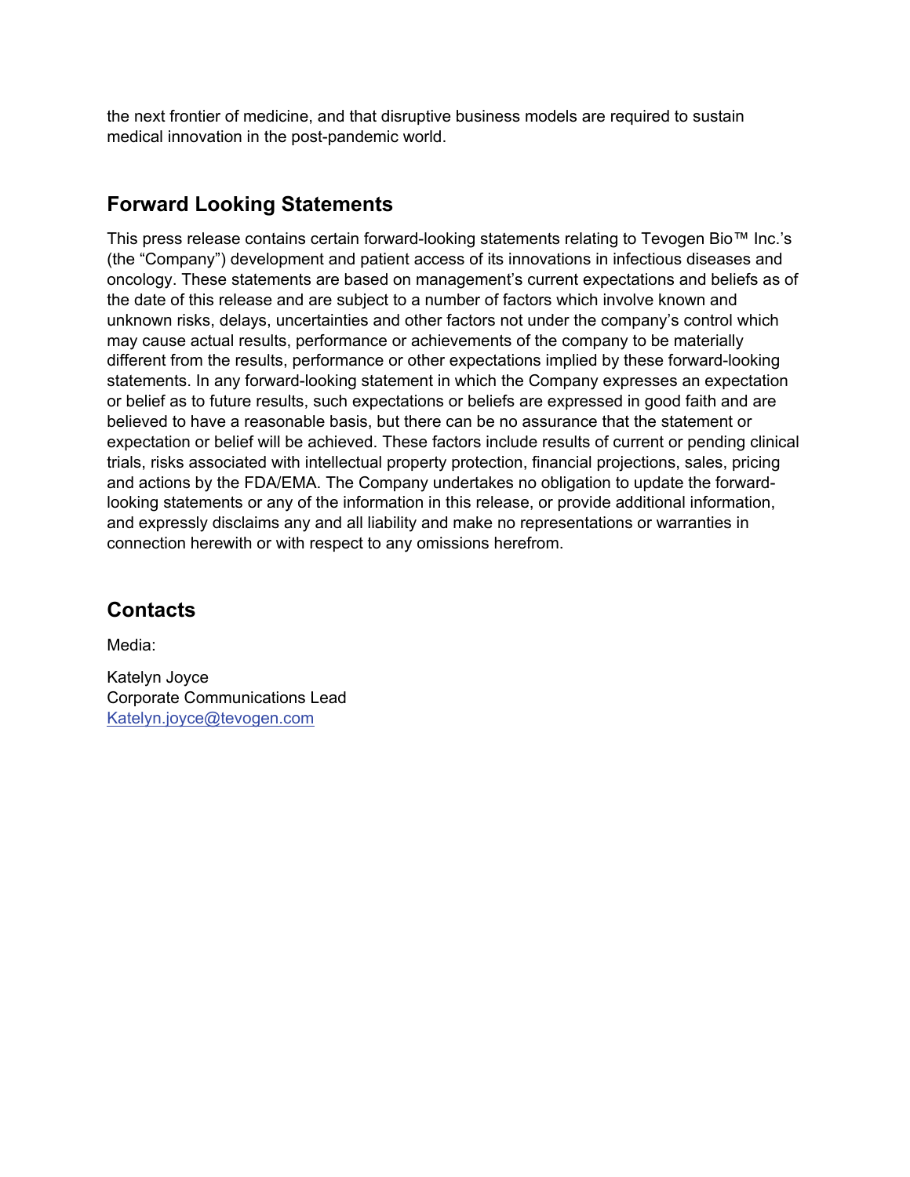the next frontier of medicine, and that disruptive business models are required to sustain medical innovation in the post-pandemic world.

## Forward Looking Statements

This press release contains certain forward-looking statements relating to Tevogen Bio™ Inc.'s (the "Company") development and patient access of its innovations in infectious diseases and oncology. These statements are based on management's current expectations and beliefs as of the date of this release and are subject to a number of factors which involve known and unknown risks, delays, uncertainties and other factors not under the company's control which may cause actual results, performance or achievements of the company to be materially different from the results, performance or other expectations implied by these forward-looking statements. In any forward-looking statement in which the Company expresses an expectation or belief as to future results, such expectations or beliefs are expressed in good faith and are believed to have a reasonable basis, but there can be no assurance that the statement or expectation or belief will be achieved. These factors include results of current or pending clinical trials, risks associated with intellectual property protection, financial projections, sales, pricing and actions by the FDA/EMA. The Company undertakes no obligation to update the forward-looking statements or any of the information in this release, or provide additional information, and expressly disclaims any and all liability and make no representations or warranties in connection herewith or with respect to any omissions herefrom.

## Contacts

Media:

Katelyn Joyce
Corporate Communications Lead
Katelyn.joyce@tevogen.com